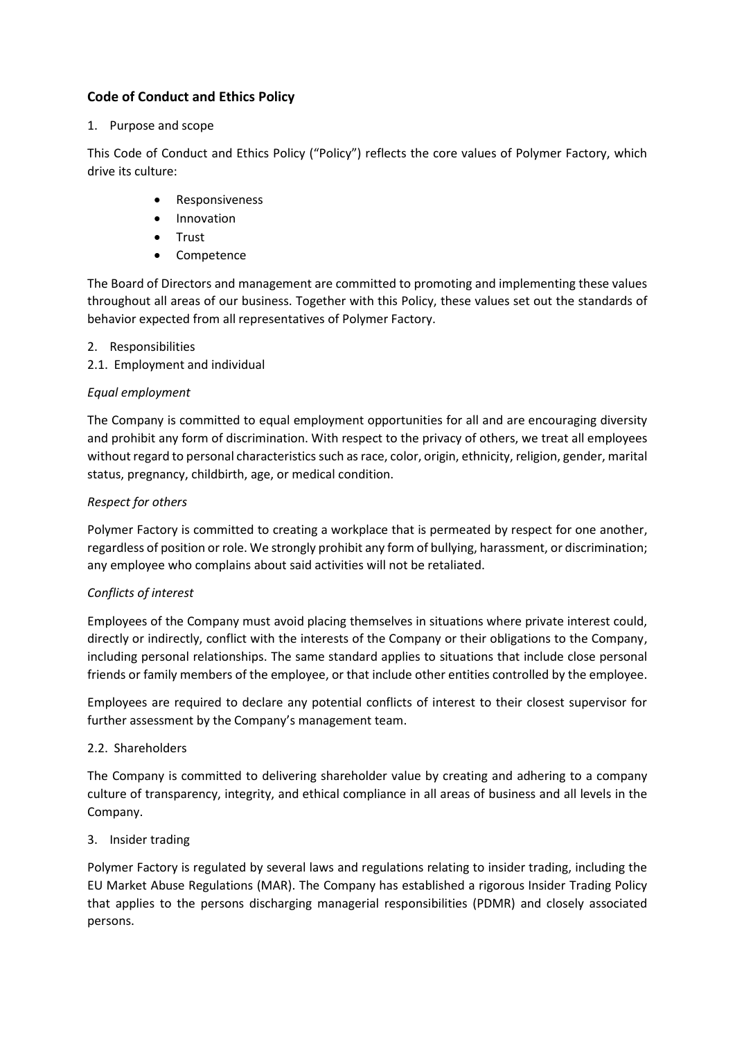## Code of Conduct and Ethics Policy

1. Purpose and scope

This Code of Conduct and Ethics Policy ("Policy") reflects the core values of Polymer Factory, which drive its culture:

- Responsiveness
- Innovation
- Trust
- Competence

The Board of Directors and management are committed to promoting and implementing these values throughout all areas of our business. Together with this Policy, these values set out the standards of behavior expected from all representatives of Polymer Factory.

2. Responsibilities

2.1. Employment and individual

*Equal employment*

The Company is committed to equal employment opportunities for all and are encouraging diversity and prohibit any form of discrimination. With respect to the privacy of others, we treat all employees without regard to personal characteristics such as race, color, origin, ethnicity, religion, gender, marital status, pregnancy, childbirth, age, or medical condition.

*Respect for others*

Polymer Factory is committed to creating a workplace that is permeated by respect for one another, regardless of position or role. We strongly prohibit any form of bullying, harassment, or discrimination; any employee who complains about said activities will not be retaliated.

*Conflicts of interest*

Employees of the Company must avoid placing themselves in situations where private interest could, directly or indirectly, conflict with the interests of the Company or their obligations to the Company, including personal relationships. The same standard applies to situations that include close personal friends or family members of the employee, or that include other entities controlled by the employee.

Employees are required to declare any potential conflicts of interest to their closest supervisor for further assessment by the Company's management team.

2.2. Shareholders

The Company is committed to delivering shareholder value by creating and adhering to a company culture of transparency, integrity, and ethical compliance in all areas of business and all levels in the Company.

3. Insider trading

Polymer Factory is regulated by several laws and regulations relating to insider trading, including the EU Market Abuse Regulations (MAR). The Company has established a rigorous Insider Trading Policy that applies to the persons discharging managerial responsibilities (PDMR) and closely associated persons.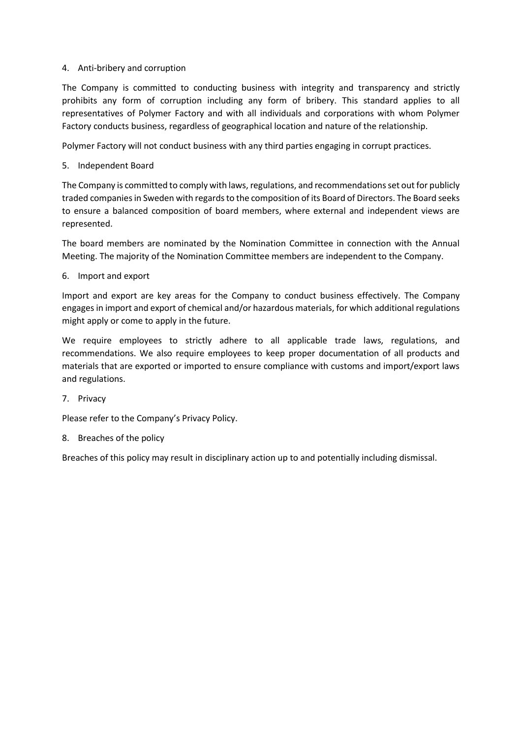## 4. Anti-bribery and corruption

The Company is committed to conducting business with integrity and transparency and strictly prohibits any form of corruption including any form of bribery. This standard applies to all representatives of Polymer Factory and with all individuals and corporations with whom Polymer Factory conducts business, regardless of geographical location and nature of the relationship.

Polymer Factory will not conduct business with any third parties engaging in corrupt practices.

## 5. Independent Board

The Company is committed to comply with laws, regulations, and recommendations set out for publicly traded companies in Sweden with regards to the composition of its Board of Directors. The Board seeks to ensure a balanced composition of board members, where external and independent views are represented.

The board members are nominated by the Nomination Committee in connection with the Annual Meeting. The majority of the Nomination Committee members are independent to the Company.

## 6. Import and export

Import and export are key areas for the Company to conduct business effectively. The Company engages in import and export of chemical and/or hazardous materials, for which additional regulations might apply or come to apply in the future.

We require employees to strictly adhere to all applicable trade laws, regulations, and recommendations. We also require employees to keep proper documentation of all products and materials that are exported or imported to ensure compliance with customs and import/export laws and regulations.

## 7. Privacy

Please refer to the Company's Privacy Policy.

## 8. Breaches of the policy

Breaches of this policy may result in disciplinary action up to and potentially including dismissal.